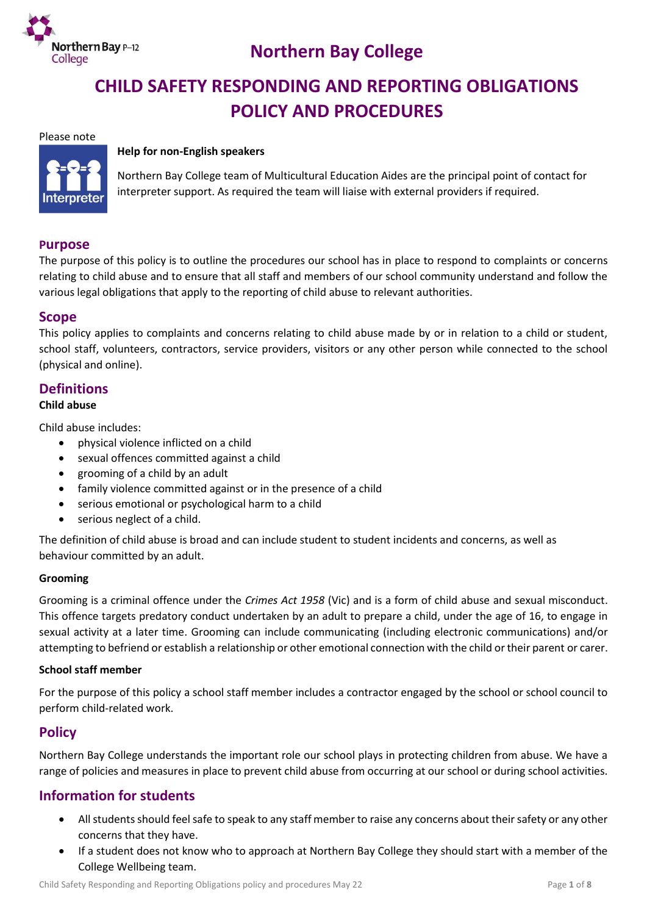# Northern Bay College

# CHILD SAFETY RESPONDING AND REPORTING OBLIGATIONS POLICY AND PROCEDURES

Please note

**Help for non-English speakers**

Northern Bay College team of Multicultural Education Aides are the principal point of contact for interpreter support. As required the team will liaise with external providers if required.

## Purpose

The purpose of this policy is to outline the procedures our school has in place to respond to complaints or concerns relating to child abuse and to ensure that all staff and members of our school community understand and follow the various legal obligations that apply to the reporting of child abuse to relevant authorities.

## Scope

This policy applies to complaints and concerns relating to child abuse made by or in relation to a child or student, school staff, volunteers, contractors, service providers, visitors or any other person while connected to the school (physical and online).

## Definitions

**Child abuse**

Child abuse includes:

- physical violence inflicted on a child
- sexual offences committed against a child
- grooming of a child by an adult
- family violence committed against or in the presence of a child
- serious emotional or psychological harm to a child
- serious neglect of a child.

The definition of child abuse is broad and can include student to student incidents and concerns, as well as behaviour committed by an adult.

**Grooming**

Grooming is a criminal offence under the *Crimes Act 1958* (Vic) and is a form of child abuse and sexual misconduct. This offence targets predatory conduct undertaken by an adult to prepare a child, under the age of 16, to engage in sexual activity at a later time. Grooming can include communicating (including electronic communications) and/or attempting to befriend or establish a relationship or other emotional connection with the child or their parent or carer.

**School staff member**

For the purpose of this policy a school staff member includes a contractor engaged by the school or school council to perform child-related work.

## Policy

Northern Bay College understands the important role our school plays in protecting children from abuse. We have a range of policies and measures in place to prevent child abuse from occurring at our school or during school activities.

## Information for students

- All students should feel safe to speak to any staff member to raise any concerns about their safety or any other concerns that they have.
- If a student does not know who to approach at Northern Bay College they should start with a member of the College Wellbeing team.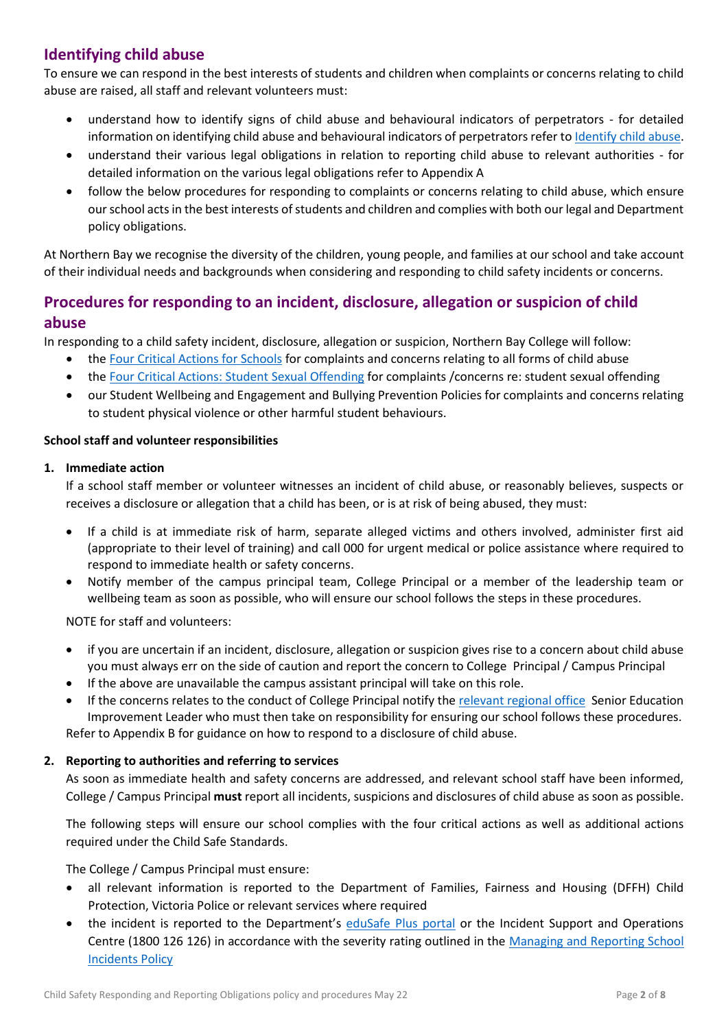## Identifying child abuse

To ensure we can respond in the best interests of students and children when complaints or concerns relating to child abuse are raised, all staff and relevant volunteers must:

- understand how to identify signs of child abuse and behavioural indicators of perpetrators - for detailed information on identifying child abuse and behavioural indicators of perpetrators refer to Identify child abuse.
- understand their various legal obligations in relation to reporting child abuse to relevant authorities - for detailed information on the various legal obligations refer to Appendix A
- follow the below procedures for responding to complaints or concerns relating to child abuse, which ensure our school acts in the best interests of students and children and complies with both our legal and Department policy obligations.

At Northern Bay we recognise the diversity of the children, young people, and families at our school and take account of their individual needs and backgrounds when considering and responding to child safety incidents or concerns.

## Procedures for responding to an incident, disclosure, allegation or suspicion of child abuse

In responding to a child safety incident, disclosure, allegation or suspicion, Northern Bay College will follow:

- the Four Critical Actions for Schools for complaints and concerns relating to all forms of child abuse
- the Four Critical Actions: Student Sexual Offending for complaints /concerns re: student sexual offending
- our Student Wellbeing and Engagement and Bullying Prevention Policies for complaints and concerns relating to student physical violence or other harmful student behaviours.

**School staff and volunteer responsibilities**

1. **Immediate action**

   If a school staff member or volunteer witnesses an incident of child abuse, or reasonably believes, suspects or receives a disclosure or allegation that a child has been, or is at risk of being abused, they must:

   - If a child is at immediate risk of harm, separate alleged victims and others involved, administer first aid (appropriate to their level of training) and call 000 for urgent medical or police assistance where required to respond to immediate health or safety concerns.
   - Notify member of the campus principal team, College Principal or a member of the leadership team or wellbeing team as soon as possible, who will ensure our school follows the steps in these procedures.

   NOTE for staff and volunteers:

   - if you are uncertain if an incident, disclosure, allegation or suspicion gives rise to a concern about child abuse you must always err on the side of caution and report the concern to College Principal / Campus Principal
   - If the above are unavailable the campus assistant principal will take on this role.
   - If the concerns relates to the conduct of College Principal notify the relevant regional office Senior Education Improvement Leader who must then take on responsibility for ensuring our school follows these procedures.

   Refer to Appendix B for guidance on how to respond to a disclosure of child abuse.

2. **Reporting to authorities and referring to services**

   As soon as immediate health and safety concerns are addressed, and relevant school staff have been informed, College / Campus Principal **must** report all incidents, suspicions and disclosures of child abuse as soon as possible.

   The following steps will ensure our school complies with the four critical actions as well as additional actions required under the Child Safe Standards.

   The College / Campus Principal must ensure:

   - all relevant information is reported to the Department of Families, Fairness and Housing (DFFH) Child Protection, Victoria Police or relevant services where required
   - the incident is reported to the Department's eduSafe Plus portal or the Incident Support and Operations Centre (1800 126 126) in accordance with the severity rating outlined in the Managing and Reporting School Incidents Policy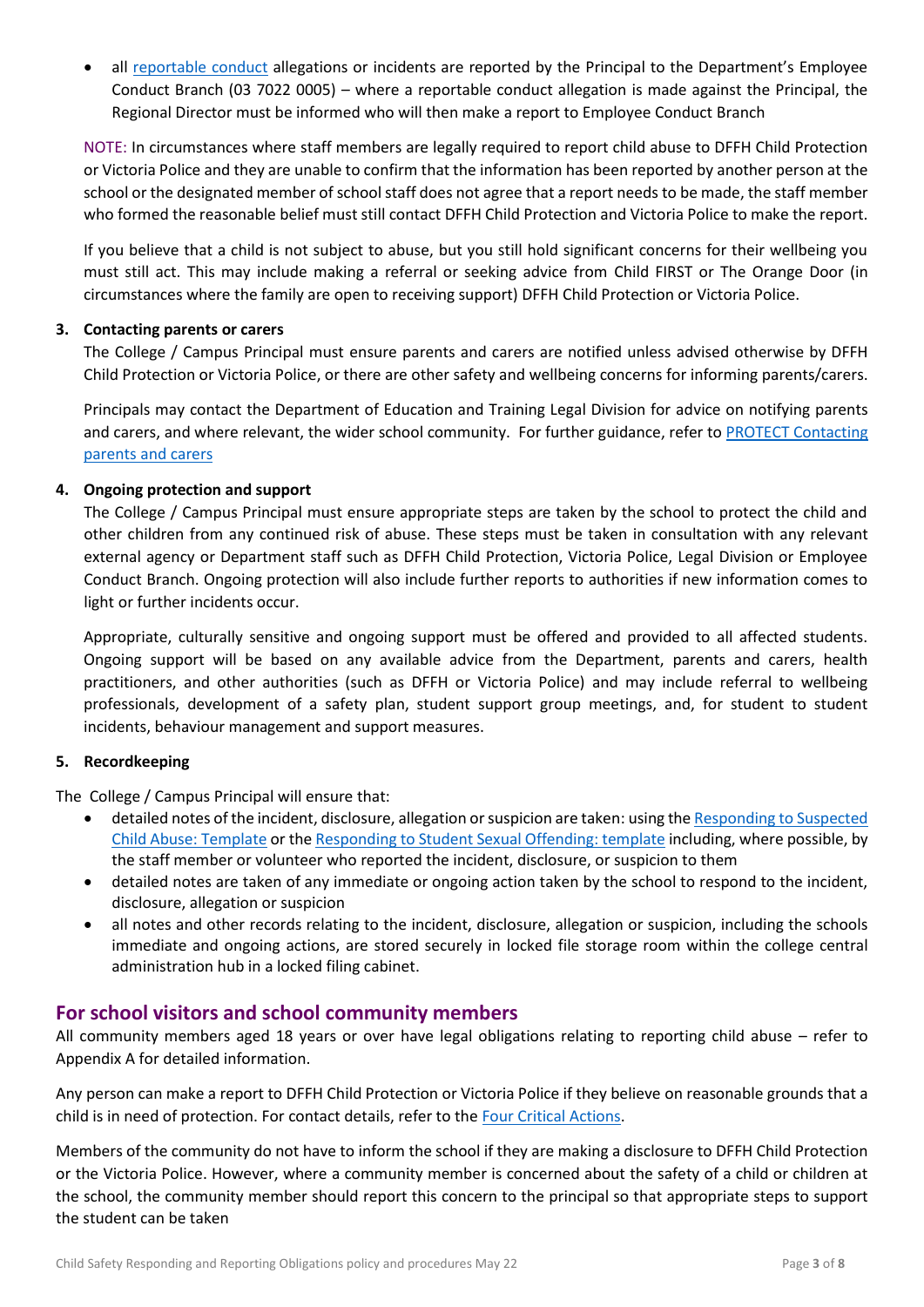- all reportable conduct allegations or incidents are reported by the Principal to the Department's Employee Conduct Branch (03 7022 0005) – where a reportable conduct allegation is made against the Principal, the Regional Director must be informed who will then make a report to Employee Conduct Branch

NOTE: In circumstances where staff members are legally required to report child abuse to DFFH Child Protection or Victoria Police and they are unable to confirm that the information has been reported by another person at the school or the designated member of school staff does not agree that a report needs to be made, the staff member who formed the reasonable belief must still contact DFFH Child Protection and Victoria Police to make the report.

If you believe that a child is not subject to abuse, but you still hold significant concerns for their wellbeing you must still act. This may include making a referral or seeking advice from Child FIRST or The Orange Door (in circumstances where the family are open to receiving support) DFFH Child Protection or Victoria Police.

**3. Contacting parents or carers**

The College / Campus Principal must ensure parents and carers are notified unless advised otherwise by DFFH Child Protection or Victoria Police, or there are other safety and wellbeing concerns for informing parents/carers.

Principals may contact the Department of Education and Training Legal Division for advice on notifying parents and carers, and where relevant, the wider school community. For further guidance, refer to PROTECT Contacting parents and carers

**4. Ongoing protection and support**

The College / Campus Principal must ensure appropriate steps are taken by the school to protect the child and other children from any continued risk of abuse. These steps must be taken in consultation with any relevant external agency or Department staff such as DFFH Child Protection, Victoria Police, Legal Division or Employee Conduct Branch. Ongoing protection will also include further reports to authorities if new information comes to light or further incidents occur.

Appropriate, culturally sensitive and ongoing support must be offered and provided to all affected students. Ongoing support will be based on any available advice from the Department, parents and carers, health practitioners, and other authorities (such as DFFH or Victoria Police) and may include referral to wellbeing professionals, development of a safety plan, student support group meetings, and, for student to student incidents, behaviour management and support measures.

**5. Recordkeeping**

The College / Campus Principal will ensure that:

- detailed notes of the incident, disclosure, allegation or suspicion are taken: using the Responding to Suspected Child Abuse: Template or the Responding to Student Sexual Offending: template including, where possible, by the staff member or volunteer who reported the incident, disclosure, or suspicion to them
- detailed notes are taken of any immediate or ongoing action taken by the school to respond to the incident, disclosure, allegation or suspicion
- all notes and other records relating to the incident, disclosure, allegation or suspicion, including the schools immediate and ongoing actions, are stored securely in locked file storage room within the college central administration hub in a locked filing cabinet.

## For school visitors and school community members

All community members aged 18 years or over have legal obligations relating to reporting child abuse – refer to Appendix A for detailed information.

Any person can make a report to DFFH Child Protection or Victoria Police if they believe on reasonable grounds that a child is in need of protection. For contact details, refer to the Four Critical Actions.

Members of the community do not have to inform the school if they are making a disclosure to DFFH Child Protection or the Victoria Police. However, where a community member is concerned about the safety of a child or children at the school, the community member should report this concern to the principal so that appropriate steps to support the student can be taken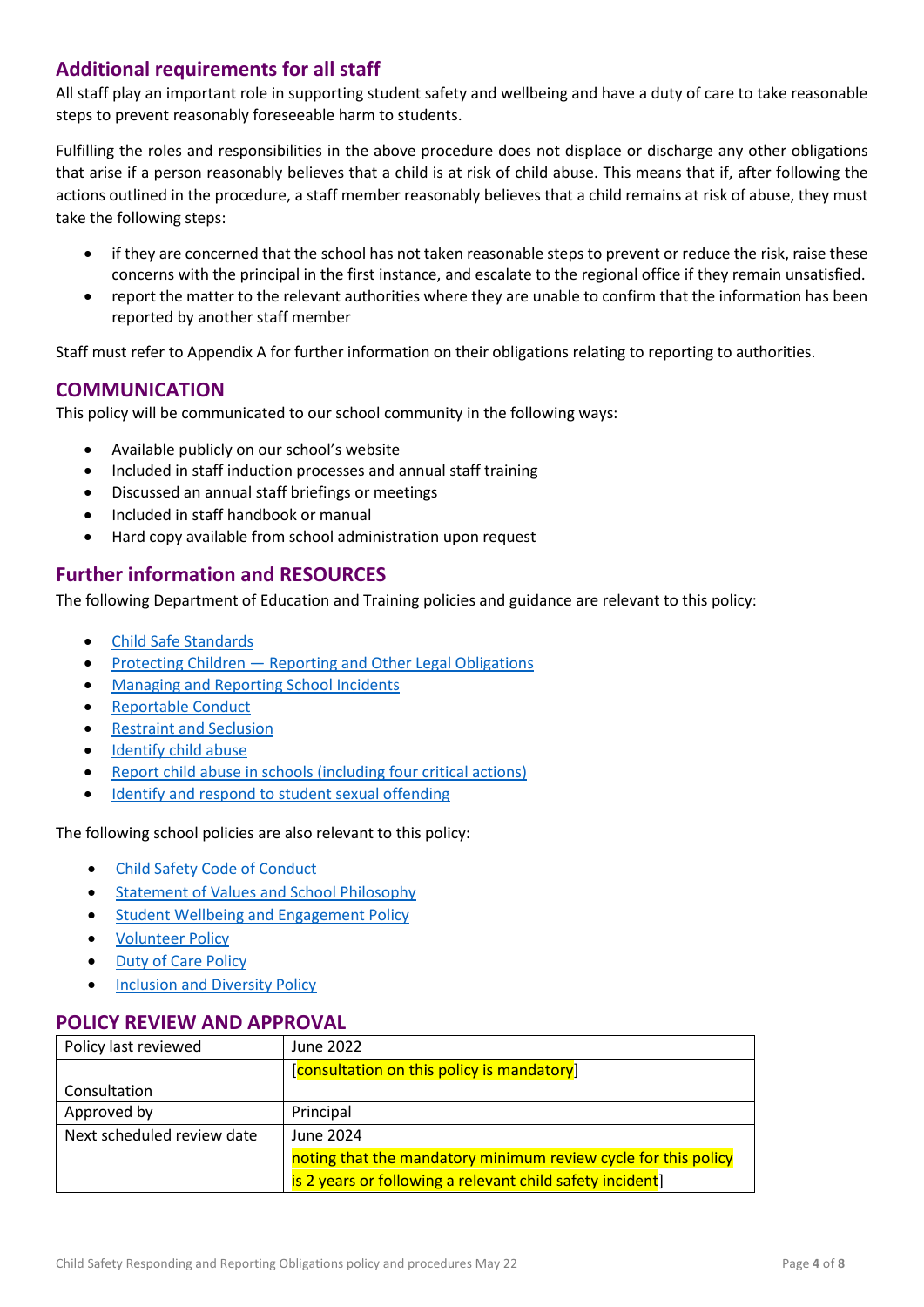## Additional requirements for all staff

All staff play an important role in supporting student safety and wellbeing and have a duty of care to take reasonable steps to prevent reasonably foreseeable harm to students.

Fulfilling the roles and responsibilities in the above procedure does not displace or discharge any other obligations that arise if a person reasonably believes that a child is at risk of child abuse. This means that if, after following the actions outlined in the procedure, a staff member reasonably believes that a child remains at risk of abuse, they must take the following steps:

- if they are concerned that the school has not taken reasonable steps to prevent or reduce the risk, raise these concerns with the principal in the first instance, and escalate to the regional office if they remain unsatisfied.
- report the matter to the relevant authorities where they are unable to confirm that the information has been reported by another staff member

Staff must refer to Appendix A for further information on their obligations relating to reporting to authorities.

## COMMUNICATION

This policy will be communicated to our school community in the following ways:

- Available publicly on our school's website
- Included in staff induction processes and annual staff training
- Discussed an annual staff briefings or meetings
- Included in staff handbook or manual
- Hard copy available from school administration upon request

## Further information and RESOURCES

The following Department of Education and Training policies and guidance are relevant to this policy:

- Child Safe Standards
- Protecting Children — Reporting and Other Legal Obligations
- Managing and Reporting School Incidents
- Reportable Conduct
- Restraint and Seclusion
- Identify child abuse
- Report child abuse in schools (including four critical actions)
- Identify and respond to student sexual offending

The following school policies are also relevant to this policy:

- Child Safety Code of Conduct
- Statement of Values and School Philosophy
- Student Wellbeing and Engagement Policy
- Volunteer Policy
- Duty of Care Policy
- Inclusion and Diversity Policy

## POLICY REVIEW AND APPROVAL

| Policy last reviewed | June 2022 |
|---|---|
| Consultation | [consultation on this policy is mandatory] |
| Approved by | Principal |
| Next scheduled review date | June 2024<br>noting that the mandatory minimum review cycle for this policy is 2 years or following a relevant child safety incident] |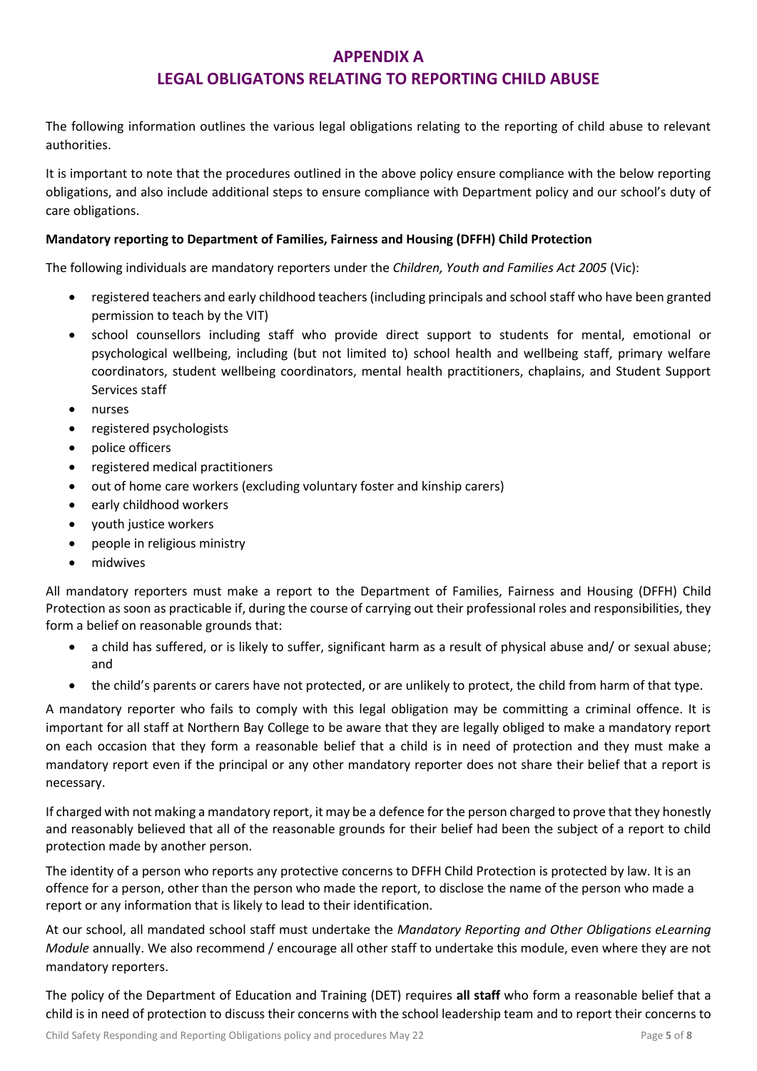# APPENDIX A
# LEGAL OBLIGATONS RELATING TO REPORTING CHILD ABUSE

The following information outlines the various legal obligations relating to the reporting of child abuse to relevant authorities.

It is important to note that the procedures outlined in the above policy ensure compliance with the below reporting obligations, and also include additional steps to ensure compliance with Department policy and our school's duty of care obligations.

**Mandatory reporting to Department of Families, Fairness and Housing (DFFH) Child Protection**

The following individuals are mandatory reporters under the *Children, Youth and Families Act 2005* (Vic):

- registered teachers and early childhood teachers (including principals and school staff who have been granted permission to teach by the VIT)
- school counsellors including staff who provide direct support to students for mental, emotional or psychological wellbeing, including (but not limited to) school health and wellbeing staff, primary welfare coordinators, student wellbeing coordinators, mental health practitioners, chaplains, and Student Support Services staff
- nurses
- registered psychologists
- police officers
- registered medical practitioners
- out of home care workers (excluding voluntary foster and kinship carers)
- early childhood workers
- youth justice workers
- people in religious ministry
- midwives

All mandatory reporters must make a report to the Department of Families, Fairness and Housing (DFFH) Child Protection as soon as practicable if, during the course of carrying out their professional roles and responsibilities, they form a belief on reasonable grounds that:

- a child has suffered, or is likely to suffer, significant harm as a result of physical abuse and/ or sexual abuse; and
- the child's parents or carers have not protected, or are unlikely to protect, the child from harm of that type.

A mandatory reporter who fails to comply with this legal obligation may be committing a criminal offence. It is important for all staff at Northern Bay College to be aware that they are legally obliged to make a mandatory report on each occasion that they form a reasonable belief that a child is in need of protection and they must make a mandatory report even if the principal or any other mandatory reporter does not share their belief that a report is necessary.

If charged with not making a mandatory report, it may be a defence for the person charged to prove that they honestly and reasonably believed that all of the reasonable grounds for their belief had been the subject of a report to child protection made by another person.

The identity of a person who reports any protective concerns to DFFH Child Protection is protected by law. It is an offence for a person, other than the person who made the report, to disclose the name of the person who made a report or any information that is likely to lead to their identification.

At our school, all mandated school staff must undertake the *Mandatory Reporting and Other Obligations eLearning Module* annually. We also recommend / encourage all other staff to undertake this module, even where they are not mandatory reporters.

The policy of the Department of Education and Training (DET) requires **all staff** who form a reasonable belief that a child is in need of protection to discuss their concerns with the school leadership team and to report their concerns to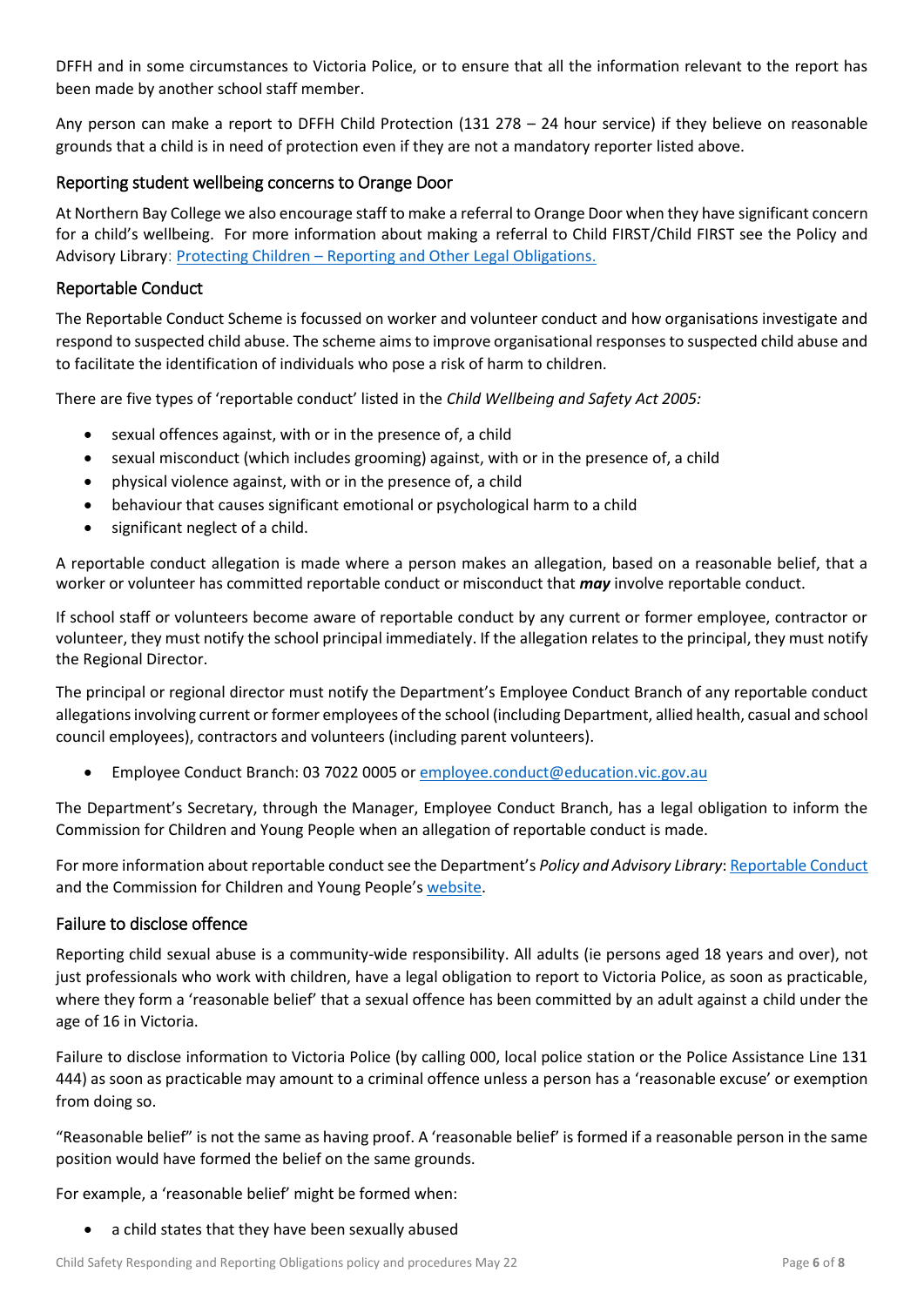DFFH and in some circumstances to Victoria Police, or to ensure that all the information relevant to the report has been made by another school staff member.

Any person can make a report to DFFH Child Protection (131 278 – 24 hour service) if they believe on reasonable grounds that a child is in need of protection even if they are not a mandatory reporter listed above.

## Reporting student wellbeing concerns to Orange Door

At Northern Bay College we also encourage staff to make a referral to Orange Door when they have significant concern for a child's wellbeing. For more information about making a referral to Child FIRST/Child FIRST see the Policy and Advisory Library: [Protecting Children – Reporting and Other Legal Obligations.]()

## Reportable Conduct

The Reportable Conduct Scheme is focussed on worker and volunteer conduct and how organisations investigate and respond to suspected child abuse. The scheme aims to improve organisational responses to suspected child abuse and to facilitate the identification of individuals who pose a risk of harm to children.

There are five types of 'reportable conduct' listed in the *Child Wellbeing and Safety Act 2005:*

- sexual offences against, with or in the presence of, a child
- sexual misconduct (which includes grooming) against, with or in the presence of, a child
- physical violence against, with or in the presence of, a child
- behaviour that causes significant emotional or psychological harm to a child
- significant neglect of a child.

A reportable conduct allegation is made where a person makes an allegation, based on a reasonable belief, that a worker or volunteer has committed reportable conduct or misconduct that ***may*** involve reportable conduct.

If school staff or volunteers become aware of reportable conduct by any current or former employee, contractor or volunteer, they must notify the school principal immediately. If the allegation relates to the principal, they must notify the Regional Director.

The principal or regional director must notify the Department's Employee Conduct Branch of any reportable conduct allegations involving current or former employees of the school (including Department, allied health, casual and school council employees), contractors and volunteers (including parent volunteers).

- Employee Conduct Branch: 03 7022 0005 or [employee.conduct@education.vic.gov.au](mailto:employee.conduct@education.vic.gov.au)

The Department's Secretary, through the Manager, Employee Conduct Branch, has a legal obligation to inform the Commission for Children and Young People when an allegation of reportable conduct is made.

For more information about reportable conduct see the Department's *Policy and Advisory Library*: [Reportable Conduct]() and the Commission for Children and Young People's [website]().

## Failure to disclose offence

Reporting child sexual abuse is a community-wide responsibility. All adults (ie persons aged 18 years and over), not just professionals who work with children, have a legal obligation to report to Victoria Police, as soon as practicable, where they form a 'reasonable belief' that a sexual offence has been committed by an adult against a child under the age of 16 in Victoria.

Failure to disclose information to Victoria Police (by calling 000, local police station or the Police Assistance Line 131 444) as soon as practicable may amount to a criminal offence unless a person has a 'reasonable excuse' or exemption from doing so.

"Reasonable belief" is not the same as having proof. A 'reasonable belief' is formed if a reasonable person in the same position would have formed the belief on the same grounds.

For example, a 'reasonable belief' might be formed when:

- a child states that they have been sexually abused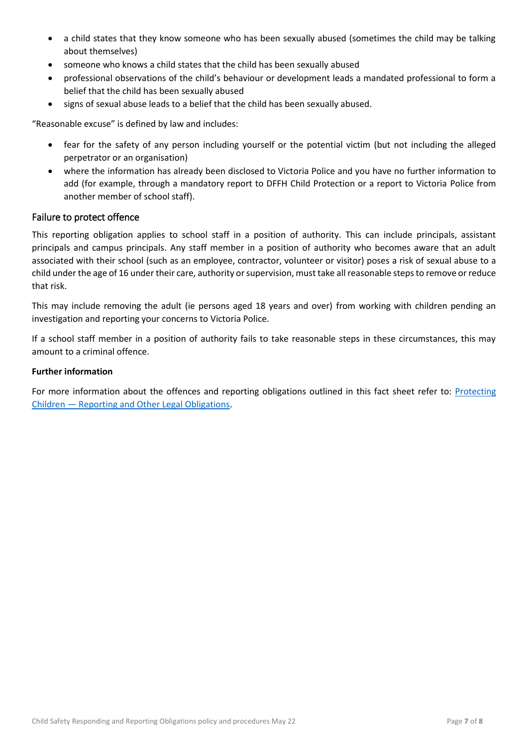- a child states that they know someone who has been sexually abused (sometimes the child may be talking about themselves)
- someone who knows a child states that the child has been sexually abused
- professional observations of the child's behaviour or development leads a mandated professional to form a belief that the child has been sexually abused
- signs of sexual abuse leads to a belief that the child has been sexually abused.

"Reasonable excuse" is defined by law and includes:

- fear for the safety of any person including yourself or the potential victim (but not including the alleged perpetrator or an organisation)
- where the information has already been disclosed to Victoria Police and you have no further information to add (for example, through a mandatory report to DFFH Child Protection or a report to Victoria Police from another member of school staff).

## Failure to protect offence

This reporting obligation applies to school staff in a position of authority. This can include principals, assistant principals and campus principals. Any staff member in a position of authority who becomes aware that an adult associated with their school (such as an employee, contractor, volunteer or visitor) poses a risk of sexual abuse to a child under the age of 16 under their care, authority or supervision, must take all reasonable steps to remove or reduce that risk.

This may include removing the adult (ie persons aged 18 years and over) from working with children pending an investigation and reporting your concerns to Victoria Police.

If a school staff member in a position of authority fails to take reasonable steps in these circumstances, this may amount to a criminal offence.

**Further information**

For more information about the offences and reporting obligations outlined in this fact sheet refer to: Protecting Children — Reporting and Other Legal Obligations.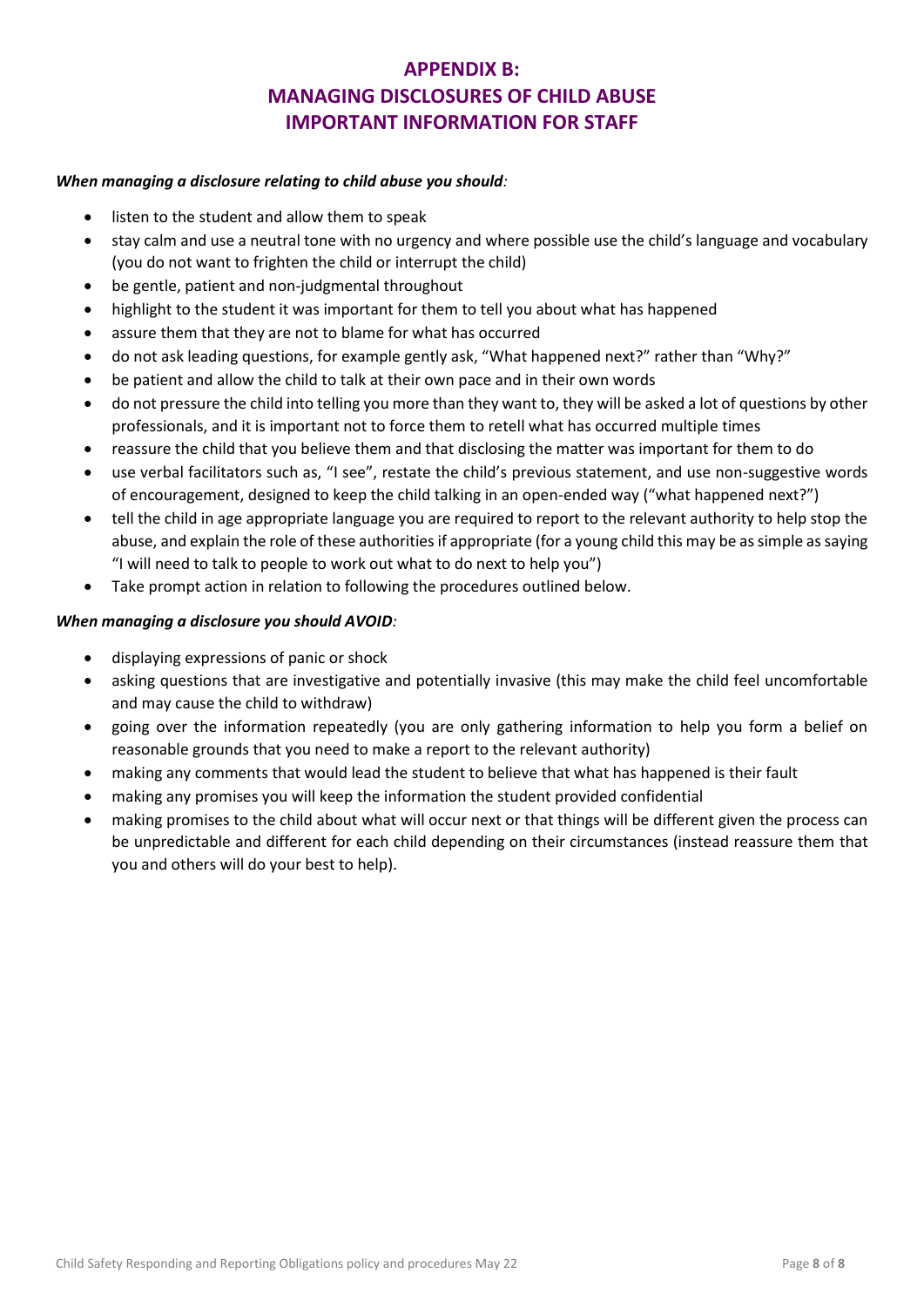# APPENDIX B:
# MANAGING DISCLOSURES OF CHILD ABUSE
# IMPORTANT INFORMATION FOR STAFF

***When managing a disclosure relating to child abuse you should:***

- listen to the student and allow them to speak
- stay calm and use a neutral tone with no urgency and where possible use the child's language and vocabulary (you do not want to frighten the child or interrupt the child)
- be gentle, patient and non-judgmental throughout
- highlight to the student it was important for them to tell you about what has happened
- assure them that they are not to blame for what has occurred
- do not ask leading questions, for example gently ask, "What happened next?" rather than "Why?"
- be patient and allow the child to talk at their own pace and in their own words
- do not pressure the child into telling you more than they want to, they will be asked a lot of questions by other professionals, and it is important not to force them to retell what has occurred multiple times
- reassure the child that you believe them and that disclosing the matter was important for them to do
- use verbal facilitators such as, "I see", restate the child's previous statement, and use non-suggestive words of encouragement, designed to keep the child talking in an open-ended way ("what happened next?")
- tell the child in age appropriate language you are required to report to the relevant authority to help stop the abuse, and explain the role of these authorities if appropriate (for a young child this may be as simple as saying "I will need to talk to people to work out what to do next to help you")
- Take prompt action in relation to following the procedures outlined below.

***When managing a disclosure you should AVOID:***

- displaying expressions of panic or shock
- asking questions that are investigative and potentially invasive (this may make the child feel uncomfortable and may cause the child to withdraw)
- going over the information repeatedly (you are only gathering information to help you form a belief on reasonable grounds that you need to make a report to the relevant authority)
- making any comments that would lead the student to believe that what has happened is their fault
- making any promises you will keep the information the student provided confidential
- making promises to the child about what will occur next or that things will be different given the process can be unpredictable and different for each child depending on their circumstances (instead reassure them that you and others will do your best to help).